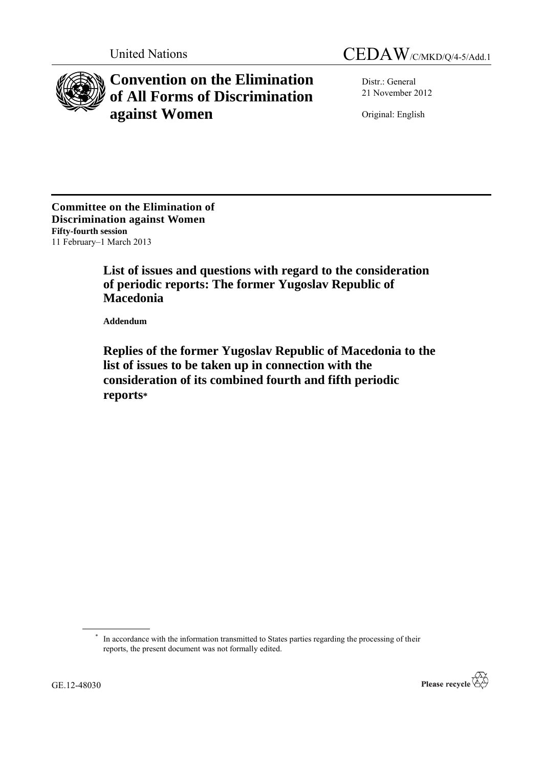United Nations

CEDAW/C/MKD/Q/4-5/Add.1

# Convention on the Elimination of All Forms of Discrimination against Women

Distr.: General
21 November 2012

Original: English

**Committee on the Elimination of Discrimination against Women**
**Fifty-fourth session**
11 February–1 March 2013

## List of issues and questions with regard to the consideration of periodic reports: The former Yugoslav Republic of Macedonia

**Addendum**

## Replies of the former Yugoslav Republic of Macedonia to the list of issues to be taken up in connection with the consideration of its combined fourth and fifth periodic reports*

\* In accordance with the information transmitted to States parties regarding the processing of their reports, the present document was not formally edited.

GE.12-48030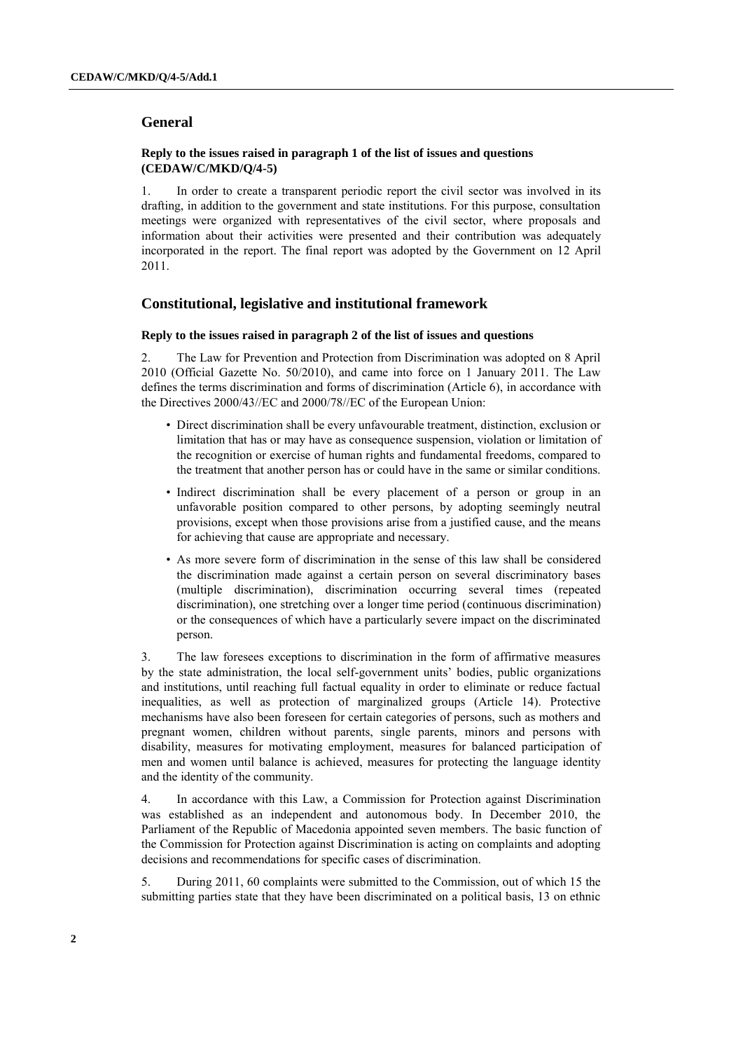## General

### Reply to the issues raised in paragraph 1 of the list of issues and questions (CEDAW/C/MKD/Q/4-5)

1. In order to create a transparent periodic report the civil sector was involved in its drafting, in addition to the government and state institutions. For this purpose, consultation meetings were organized with representatives of the civil sector, where proposals and information about their activities were presented and their contribution was adequately incorporated in the report. The final report was adopted by the Government on 12 April 2011.

## Constitutional, legislative and institutional framework

### Reply to the issues raised in paragraph 2 of the list of issues and questions

2. The Law for Prevention and Protection from Discrimination was adopted on 8 April 2010 (Official Gazette No. 50/2010), and came into force on 1 January 2011. The Law defines the terms discrimination and forms of discrimination (Article 6), in accordance with the Directives 2000/43//EC and 2000/78//EC of the European Union:

- Direct discrimination shall be every unfavourable treatment, distinction, exclusion or limitation that has or may have as consequence suspension, violation or limitation of the recognition or exercise of human rights and fundamental freedoms, compared to the treatment that another person has or could have in the same or similar conditions.
- Indirect discrimination shall be every placement of a person or group in an unfavorable position compared to other persons, by adopting seemingly neutral provisions, except when those provisions arise from a justified cause, and the means for achieving that cause are appropriate and necessary.
- As more severe form of discrimination in the sense of this law shall be considered the discrimination made against a certain person on several discriminatory bases (multiple discrimination), discrimination occurring several times (repeated discrimination), one stretching over a longer time period (continuous discrimination) or the consequences of which have a particularly severe impact on the discriminated person.

3. The law foresees exceptions to discrimination in the form of affirmative measures by the state administration, the local self-government units' bodies, public organizations and institutions, until reaching full factual equality in order to eliminate or reduce factual inequalities, as well as protection of marginalized groups (Article 14). Protective mechanisms have also been foreseen for certain categories of persons, such as mothers and pregnant women, children without parents, single parents, minors and persons with disability, measures for motivating employment, measures for balanced participation of men and women until balance is achieved, measures for protecting the language identity and the identity of the community.

4. In accordance with this Law, a Commission for Protection against Discrimination was established as an independent and autonomous body. In December 2010, the Parliament of the Republic of Macedonia appointed seven members. The basic function of the Commission for Protection against Discrimination is acting on complaints and adopting decisions and recommendations for specific cases of discrimination.

5. During 2011, 60 complaints were submitted to the Commission, out of which 15 the submitting parties state that they have been discriminated on a political basis, 13 on ethnic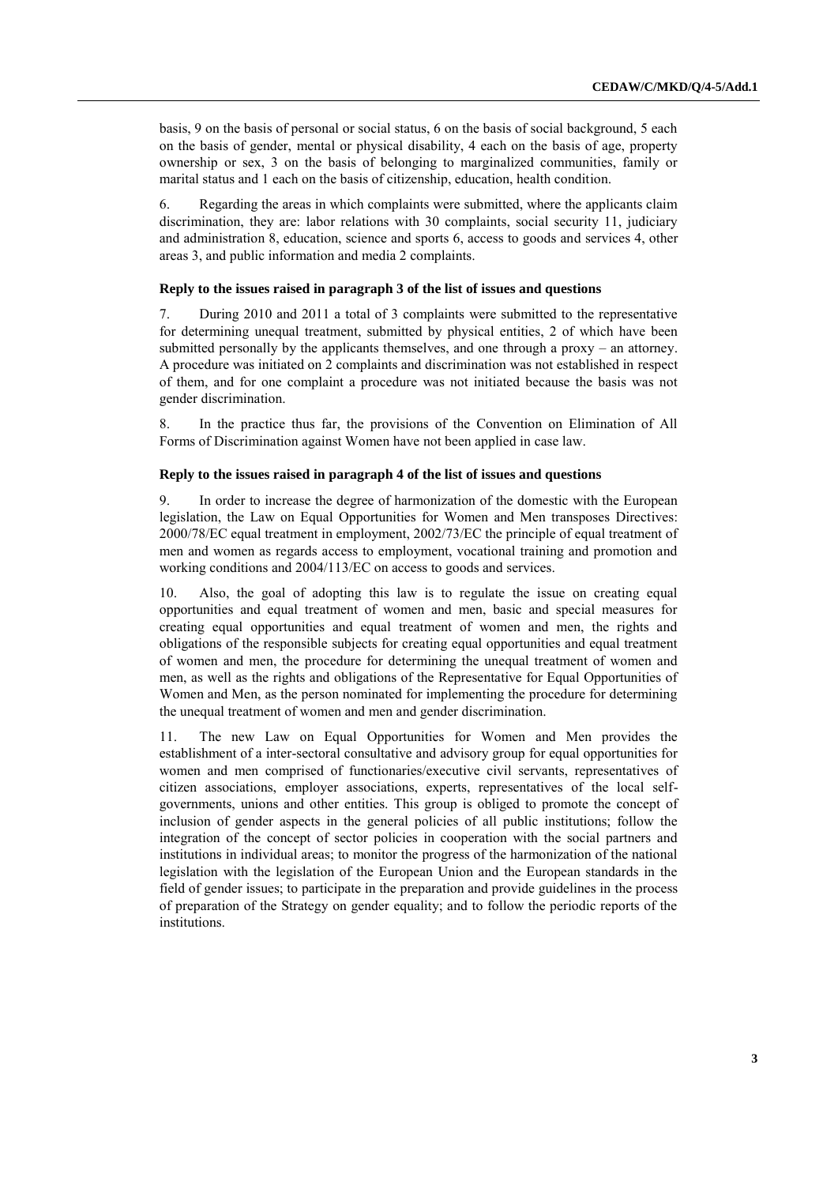basis, 9 on the basis of personal or social status, 6 on the basis of social background, 5 each on the basis of gender, mental or physical disability, 4 each on the basis of age, property ownership or sex, 3 on the basis of belonging to marginalized communities, family or marital status and 1 each on the basis of citizenship, education, health condition.

6. Regarding the areas in which complaints were submitted, where the applicants claim discrimination, they are: labor relations with 30 complaints, social security 11, judiciary and administration 8, education, science and sports 6, access to goods and services 4, other areas 3, and public information and media 2 complaints.

#### Reply to the issues raised in paragraph 3 of the list of issues and questions

7. During 2010 and 2011 a total of 3 complaints were submitted to the representative for determining unequal treatment, submitted by physical entities, 2 of which have been submitted personally by the applicants themselves, and one through a proxy – an attorney. A procedure was initiated on 2 complaints and discrimination was not established in respect of them, and for one complaint a procedure was not initiated because the basis was not gender discrimination.

8. In the practice thus far, the provisions of the Convention on Elimination of All Forms of Discrimination against Women have not been applied in case law.

#### Reply to the issues raised in paragraph 4 of the list of issues and questions

9. In order to increase the degree of harmonization of the domestic with the European legislation, the Law on Equal Opportunities for Women and Men transposes Directives: 2000/78/EC equal treatment in employment, 2002/73/EC the principle of equal treatment of men and women as regards access to employment, vocational training and promotion and working conditions and 2004/113/EC on access to goods and services.

10. Also, the goal of adopting this law is to regulate the issue on creating equal opportunities and equal treatment of women and men, basic and special measures for creating equal opportunities and equal treatment of women and men, the rights and obligations of the responsible subjects for creating equal opportunities and equal treatment of women and men, the procedure for determining the unequal treatment of women and men, as well as the rights and obligations of the Representative for Equal Opportunities of Women and Men, as the person nominated for implementing the procedure for determining the unequal treatment of women and men and gender discrimination.

11. The new Law on Equal Opportunities for Women and Men provides the establishment of a inter-sectoral consultative and advisory group for equal opportunities for women and men comprised of functionaries/executive civil servants, representatives of citizen associations, employer associations, experts, representatives of the local self-governments, unions and other entities. This group is obliged to promote the concept of inclusion of gender aspects in the general policies of all public institutions; follow the integration of the concept of sector policies in cooperation with the social partners and institutions in individual areas; to monitor the progress of the harmonization of the national legislation with the legislation of the European Union and the European standards in the field of gender issues; to participate in the preparation and provide guidelines in the process of preparation of the Strategy on gender equality; and to follow the periodic reports of the institutions.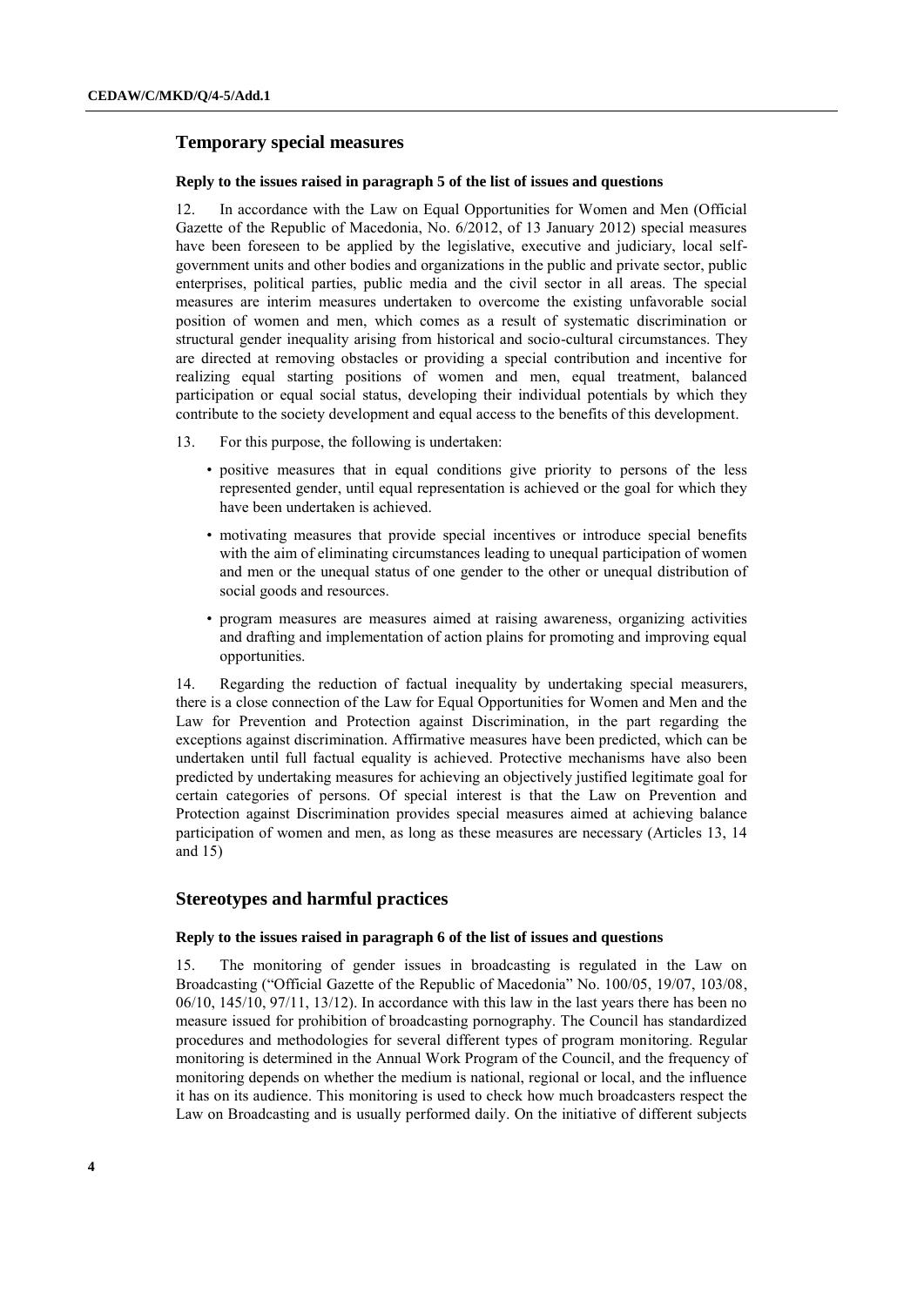## Temporary special measures

### Reply to the issues raised in paragraph 5 of the list of issues and questions

12. In accordance with the Law on Equal Opportunities for Women and Men (Official Gazette of the Republic of Macedonia, No. 6/2012, of 13 January 2012) special measures have been foreseen to be applied by the legislative, executive and judiciary, local self-government units and other bodies and organizations in the public and private sector, public enterprises, political parties, public media and the civil sector in all areas. The special measures are interim measures undertaken to overcome the existing unfavorable social position of women and men, which comes as a result of systematic discrimination or structural gender inequality arising from historical and socio-cultural circumstances. They are directed at removing obstacles or providing a special contribution and incentive for realizing equal starting positions of women and men, equal treatment, balanced participation or equal social status, developing their individual potentials by which they contribute to the society development and equal access to the benefits of this development.

13. For this purpose, the following is undertaken:

- positive measures that in equal conditions give priority to persons of the less represented gender, until equal representation is achieved or the goal for which they have been undertaken is achieved.
- motivating measures that provide special incentives or introduce special benefits with the aim of eliminating circumstances leading to unequal participation of women and men or the unequal status of one gender to the other or unequal distribution of social goods and resources.
- program measures are measures aimed at raising awareness, organizing activities and drafting and implementation of action plains for promoting and improving equal opportunities.

14. Regarding the reduction of factual inequality by undertaking special measurers, there is a close connection of the Law for Equal Opportunities for Women and Men and the Law for Prevention and Protection against Discrimination, in the part regarding the exceptions against discrimination. Affirmative measures have been predicted, which can be undertaken until full factual equality is achieved. Protective mechanisms have also been predicted by undertaking measures for achieving an objectively justified legitimate goal for certain categories of persons. Of special interest is that the Law on Prevention and Protection against Discrimination provides special measures aimed at achieving balance participation of women and men, as long as these measures are necessary (Articles 13, 14 and 15)

## Stereotypes and harmful practices

### Reply to the issues raised in paragraph 6 of the list of issues and questions

15. The monitoring of gender issues in broadcasting is regulated in the Law on Broadcasting ("Official Gazette of the Republic of Macedonia" No. 100/05, 19/07, 103/08, 06/10, 145/10, 97/11, 13/12). In accordance with this law in the last years there has been no measure issued for prohibition of broadcasting pornography. The Council has standardized procedures and methodologies for several different types of program monitoring. Regular monitoring is determined in the Annual Work Program of the Council, and the frequency of monitoring depends on whether the medium is national, regional or local, and the influence it has on its audience. This monitoring is used to check how much broadcasters respect the Law on Broadcasting and is usually performed daily. On the initiative of different subjects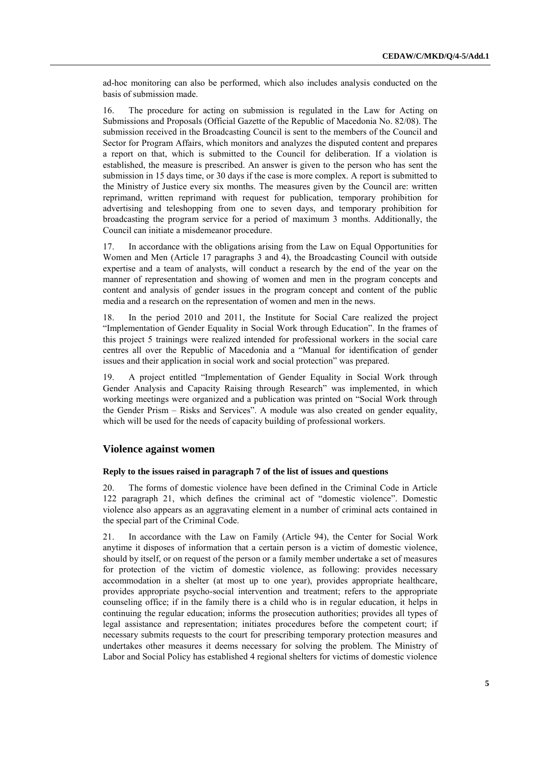ad-hoc monitoring can also be performed, which also includes analysis conducted on the basis of submission made.

16. The procedure for acting on submission is regulated in the Law for Acting on Submissions and Proposals (Official Gazette of the Republic of Macedonia No. 82/08). The submission received in the Broadcasting Council is sent to the members of the Council and Sector for Program Affairs, which monitors and analyzes the disputed content and prepares a report on that, which is submitted to the Council for deliberation. If a violation is established, the measure is prescribed. An answer is given to the person who has sent the submission in 15 days time, or 30 days if the case is more complex. A report is submitted to the Ministry of Justice every six months. The measures given by the Council are: written reprimand, written reprimand with request for publication, temporary prohibition for advertising and teleshopping from one to seven days, and temporary prohibition for broadcasting the program service for a period of maximum 3 months. Additionally, the Council can initiate a misdemeanor procedure.

17. In accordance with the obligations arising from the Law on Equal Opportunities for Women and Men (Article 17 paragraphs 3 and 4), the Broadcasting Council with outside expertise and a team of analysts, will conduct a research by the end of the year on the manner of representation and showing of women and men in the program concepts and content and analysis of gender issues in the program concept and content of the public media and a research on the representation of women and men in the news.

18. In the period 2010 and 2011, the Institute for Social Care realized the project "Implementation of Gender Equality in Social Work through Education". In the frames of this project 5 trainings were realized intended for professional workers in the social care centres all over the Republic of Macedonia and a "Manual for identification of gender issues and their application in social work and social protection" was prepared.

19. A project entitled "Implementation of Gender Equality in Social Work through Gender Analysis and Capacity Raising through Research" was implemented, in which working meetings were organized and a publication was printed on "Social Work through the Gender Prism – Risks and Services". A module was also created on gender equality, which will be used for the needs of capacity building of professional workers.

## Violence against women

### Reply to the issues raised in paragraph 7 of the list of issues and questions

20. The forms of domestic violence have been defined in the Criminal Code in Article 122 paragraph 21, which defines the criminal act of "domestic violence". Domestic violence also appears as an aggravating element in a number of criminal acts contained in the special part of the Criminal Code.

21. In accordance with the Law on Family (Article 94), the Center for Social Work anytime it disposes of information that a certain person is a victim of domestic violence, should by itself, or on request of the person or a family member undertake a set of measures for protection of the victim of domestic violence, as following: provides necessary accommodation in a shelter (at most up to one year), provides appropriate healthcare, provides appropriate psycho-social intervention and treatment; refers to the appropriate counseling office; if in the family there is a child who is in regular education, it helps in continuing the regular education; informs the prosecution authorities; provides all types of legal assistance and representation; initiates procedures before the competent court; if necessary submits requests to the court for prescribing temporary protection measures and undertakes other measures it deems necessary for solving the problem. The Ministry of Labor and Social Policy has established 4 regional shelters for victims of domestic violence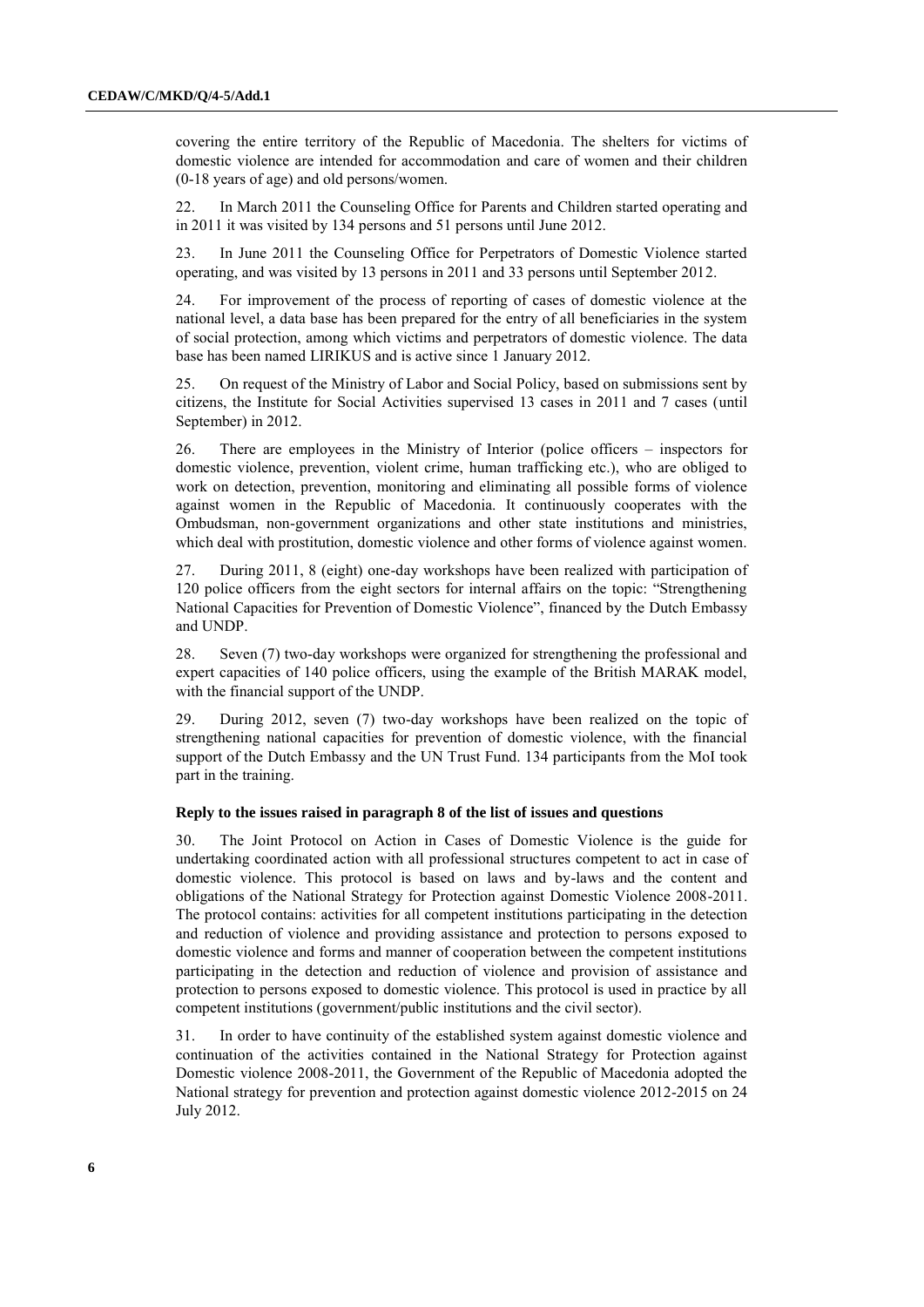covering the entire territory of the Republic of Macedonia. The shelters for victims of domestic violence are intended for accommodation and care of women and their children (0-18 years of age) and old persons/women.

22. In March 2011 the Counseling Office for Parents and Children started operating and in 2011 it was visited by 134 persons and 51 persons until June 2012.

23. In June 2011 the Counseling Office for Perpetrators of Domestic Violence started operating, and was visited by 13 persons in 2011 and 33 persons until September 2012.

24. For improvement of the process of reporting of cases of domestic violence at the national level, a data base has been prepared for the entry of all beneficiaries in the system of social protection, among which victims and perpetrators of domestic violence. The data base has been named LIRIKUS and is active since 1 January 2012.

25. On request of the Ministry of Labor and Social Policy, based on submissions sent by citizens, the Institute for Social Activities supervised 13 cases in 2011 and 7 cases (until September) in 2012.

26. There are employees in the Ministry of Interior (police officers – inspectors for domestic violence, prevention, violent crime, human trafficking etc.), who are obliged to work on detection, prevention, monitoring and eliminating all possible forms of violence against women in the Republic of Macedonia. It continuously cooperates with the Ombudsman, non-government organizations and other state institutions and ministries, which deal with prostitution, domestic violence and other forms of violence against women.

27. During 2011, 8 (eight) one-day workshops have been realized with participation of 120 police officers from the eight sectors for internal affairs on the topic: "Strengthening National Capacities for Prevention of Domestic Violence", financed by the Dutch Embassy and UNDP.

28. Seven (7) two-day workshops were organized for strengthening the professional and expert capacities of 140 police officers, using the example of the British MARAK model, with the financial support of the UNDP.

29. During 2012, seven (7) two-day workshops have been realized on the topic of strengthening national capacities for prevention of domestic violence, with the financial support of the Dutch Embassy and the UN Trust Fund. 134 participants from the MoI took part in the training.

### Reply to the issues raised in paragraph 8 of the list of issues and questions

30. The Joint Protocol on Action in Cases of Domestic Violence is the guide for undertaking coordinated action with all professional structures competent to act in case of domestic violence. This protocol is based on laws and by-laws and the content and obligations of the National Strategy for Protection against Domestic Violence 2008-2011. The protocol contains: activities for all competent institutions participating in the detection and reduction of violence and providing assistance and protection to persons exposed to domestic violence and forms and manner of cooperation between the competent institutions participating in the detection and reduction of violence and provision of assistance and protection to persons exposed to domestic violence. This protocol is used in practice by all competent institutions (government/public institutions and the civil sector).

31. In order to have continuity of the established system against domestic violence and continuation of the activities contained in the National Strategy for Protection against Domestic violence 2008-2011, the Government of the Republic of Macedonia adopted the National strategy for prevention and protection against domestic violence 2012-2015 on 24 July 2012.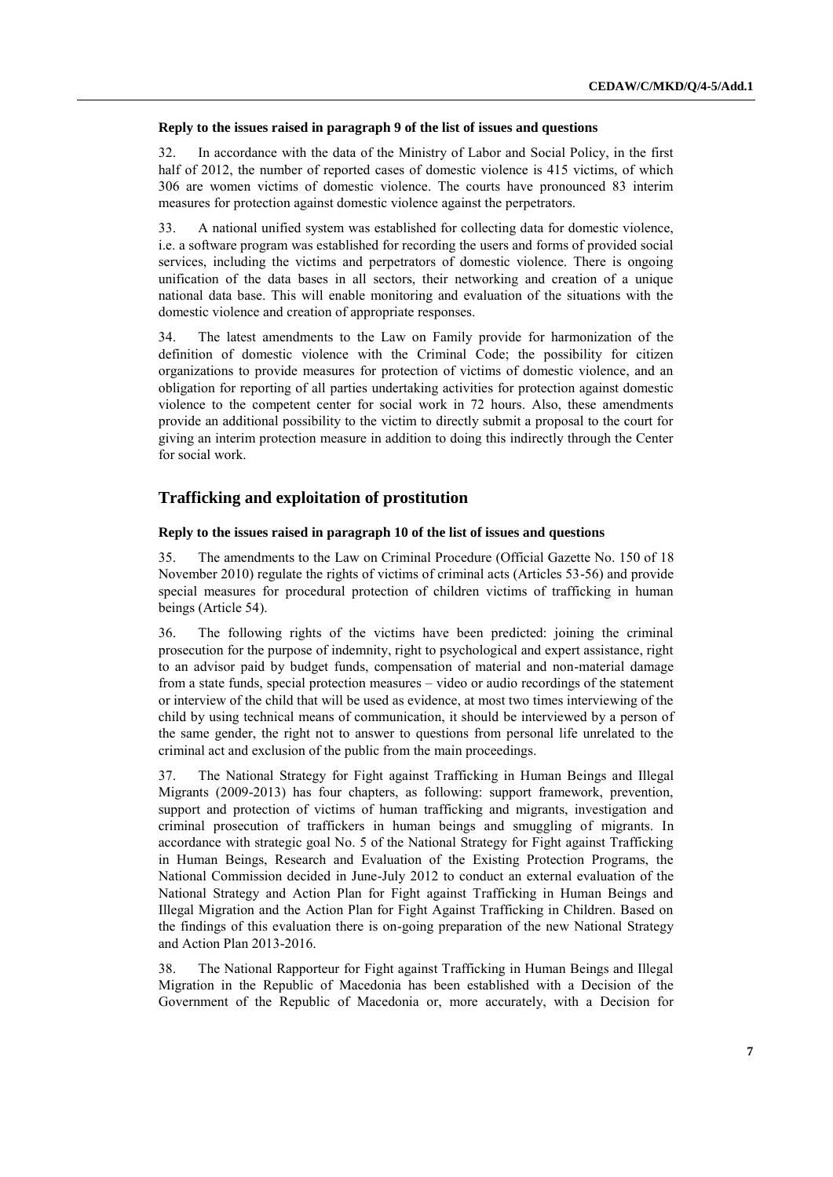**Reply to the issues raised in paragraph 9 of the list of issues and questions**

32. In accordance with the data of the Ministry of Labor and Social Policy, in the first half of 2012, the number of reported cases of domestic violence is 415 victims, of which 306 are women victims of domestic violence. The courts have pronounced 83 interim measures for protection against domestic violence against the perpetrators.

33. A national unified system was established for collecting data for domestic violence, i.e. a software program was established for recording the users and forms of provided social services, including the victims and perpetrators of domestic violence. There is ongoing unification of the data bases in all sectors, their networking and creation of a unique national data base. This will enable monitoring and evaluation of the situations with the domestic violence and creation of appropriate responses.

34. The latest amendments to the Law on Family provide for harmonization of the definition of domestic violence with the Criminal Code; the possibility for citizen organizations to provide measures for protection of victims of domestic violence, and an obligation for reporting of all parties undertaking activities for protection against domestic violence to the competent center for social work in 72 hours. Also, these amendments provide an additional possibility to the victim to directly submit a proposal to the court for giving an interim protection measure in addition to doing this indirectly through the Center for social work.

## Trafficking and exploitation of prostitution

**Reply to the issues raised in paragraph 10 of the list of issues and questions**

35. The amendments to the Law on Criminal Procedure (Official Gazette No. 150 of 18 November 2010) regulate the rights of victims of criminal acts (Articles 53-56) and provide special measures for procedural protection of children victims of trafficking in human beings (Article 54).

36. The following rights of the victims have been predicted: joining the criminal prosecution for the purpose of indemnity, right to psychological and expert assistance, right to an advisor paid by budget funds, compensation of material and non-material damage from a state funds, special protection measures – video or audio recordings of the statement or interview of the child that will be used as evidence, at most two times interviewing of the child by using technical means of communication, it should be interviewed by a person of the same gender, the right not to answer to questions from personal life unrelated to the criminal act and exclusion of the public from the main proceedings.

37. The National Strategy for Fight against Trafficking in Human Beings and Illegal Migrants (2009-2013) has four chapters, as following: support framework, prevention, support and protection of victims of human trafficking and migrants, investigation and criminal prosecution of traffickers in human beings and smuggling of migrants. In accordance with strategic goal No. 5 of the National Strategy for Fight against Trafficking in Human Beings, Research and Evaluation of the Existing Protection Programs, the National Commission decided in June-July 2012 to conduct an external evaluation of the National Strategy and Action Plan for Fight against Trafficking in Human Beings and Illegal Migration and the Action Plan for Fight Against Trafficking in Children. Based on the findings of this evaluation there is on-going preparation of the new National Strategy and Action Plan 2013-2016.

38. The National Rapporteur for Fight against Trafficking in Human Beings and Illegal Migration in the Republic of Macedonia has been established with a Decision of the Government of the Republic of Macedonia or, more accurately, with a Decision for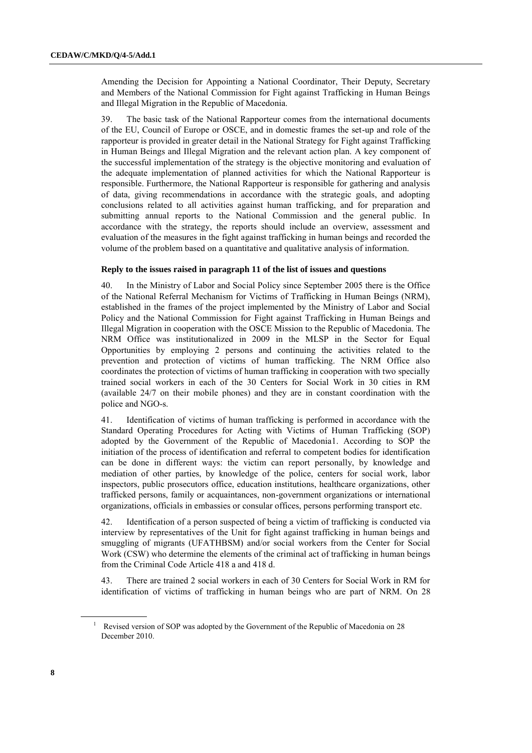Amending the Decision for Appointing a National Coordinator, Their Deputy, Secretary and Members of the National Commission for Fight against Trafficking in Human Beings and Illegal Migration in the Republic of Macedonia.

39. The basic task of the National Rapporteur comes from the international documents of the EU, Council of Europe or OSCE, and in domestic frames the set-up and role of the rapporteur is provided in greater detail in the National Strategy for Fight against Trafficking in Human Beings and Illegal Migration and the relevant action plan. A key component of the successful implementation of the strategy is the objective monitoring and evaluation of the adequate implementation of planned activities for which the National Rapporteur is responsible. Furthermore, the National Rapporteur is responsible for gathering and analysis of data, giving recommendations in accordance with the strategic goals, and adopting conclusions related to all activities against human trafficking, and for preparation and submitting annual reports to the National Commission and the general public. In accordance with the strategy, the reports should include an overview, assessment and evaluation of the measures in the fight against trafficking in human beings and recorded the volume of the problem based on a quantitative and qualitative analysis of information.

**Reply to the issues raised in paragraph 11 of the list of issues and questions**

40. In the Ministry of Labor and Social Policy since September 2005 there is the Office of the National Referral Mechanism for Victims of Trafficking in Human Beings (NRM), established in the frames of the project implemented by the Ministry of Labor and Social Policy and the National Commission for Fight against Trafficking in Human Beings and Illegal Migration in cooperation with the OSCE Mission to the Republic of Macedonia. The NRM Office was institutionalized in 2009 in the MLSP in the Sector for Equal Opportunities by employing 2 persons and continuing the activities related to the prevention and protection of victims of human trafficking. The NRM Office also coordinates the protection of victims of human trafficking in cooperation with two specially trained social workers in each of the 30 Centers for Social Work in 30 cities in RM (available 24/7 on their mobile phones) and they are in constant coordination with the police and NGO-s.

41. Identification of victims of human trafficking is performed in accordance with the Standard Operating Procedures for Acting with Victims of Human Trafficking (SOP) adopted by the Government of the Republic of Macedonia[1]. According to SOP the initiation of the process of identification and referral to competent bodies for identification can be done in different ways: the victim can report personally, by knowledge and mediation of other parties, by knowledge of the police, centers for social work, labor inspectors, public prosecutors office, education institutions, healthcare organizations, other trafficked persons, family or acquaintances, non-government organizations or international organizations, officials in embassies or consular offices, persons performing transport etc.

42. Identification of a person suspected of being a victim of trafficking is conducted via interview by representatives of the Unit for fight against trafficking in human beings and smuggling of migrants (UFATHBSM) and/or social workers from the Center for Social Work (CSW) who determine the elements of the criminal act of trafficking in human beings from the Criminal Code Article 418 a and 418 d.

43. There are trained 2 social workers in each of 30 Centers for Social Work in RM for identification of victims of trafficking in human beings who are part of NRM. On 28

[1] Revised version of SOP was adopted by the Government of the Republic of Macedonia on 28 December 2010.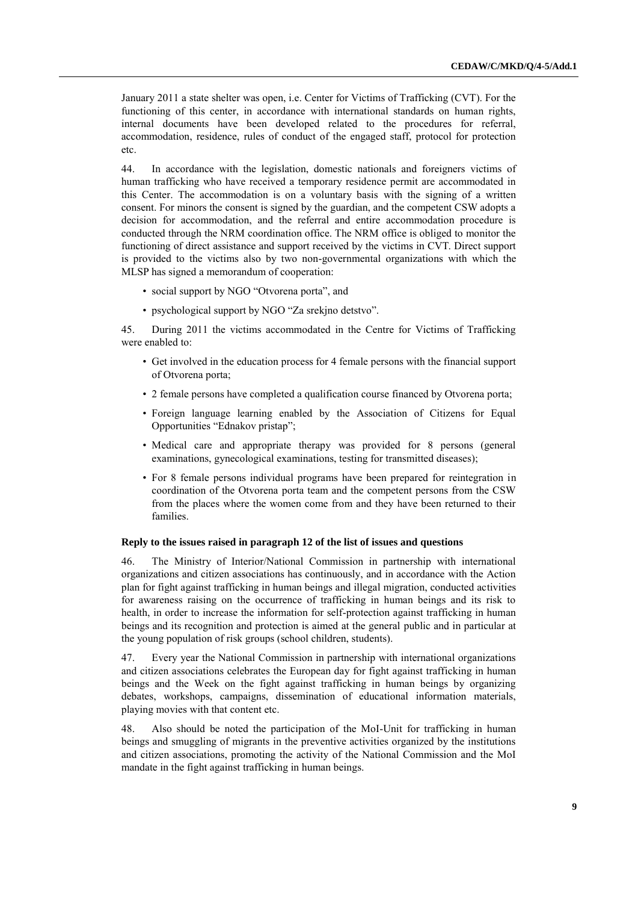January 2011 a state shelter was open, i.e. Center for Victims of Trafficking (CVT). For the functioning of this center, in accordance with international standards on human rights, internal documents have been developed related to the procedures for referral, accommodation, residence, rules of conduct of the engaged staff, protocol for protection etc.

44. In accordance with the legislation, domestic nationals and foreigners victims of human trafficking who have received a temporary residence permit are accommodated in this Center. The accommodation is on a voluntary basis with the signing of a written consent. For minors the consent is signed by the guardian, and the competent CSW adopts a decision for accommodation, and the referral and entire accommodation procedure is conducted through the NRM coordination office. The NRM office is obliged to monitor the functioning of direct assistance and support received by the victims in CVT. Direct support is provided to the victims also by two non-governmental organizations with which the MLSP has signed a memorandum of cooperation:

- social support by NGO "Otvorena porta", and
- psychological support by NGO "Za srekjno detstvo".

45. During 2011 the victims accommodated in the Centre for Victims of Trafficking were enabled to:

- Get involved in the education process for 4 female persons with the financial support of Otvorena porta;
- 2 female persons have completed a qualification course financed by Otvorena porta;
- Foreign language learning enabled by the Association of Citizens for Equal Opportunities "Ednakov pristap";
- Medical care and appropriate therapy was provided for 8 persons (general examinations, gynecological examinations, testing for transmitted diseases);
- For 8 female persons individual programs have been prepared for reintegration in coordination of the Otvorena porta team and the competent persons from the CSW from the places where the women come from and they have been returned to their families.

#### Reply to the issues raised in paragraph 12 of the list of issues and questions

46. The Ministry of Interior/National Commission in partnership with international organizations and citizen associations has continuously, and in accordance with the Action plan for fight against trafficking in human beings and illegal migration, conducted activities for awareness raising on the occurrence of trafficking in human beings and its risk to health, in order to increase the information for self-protection against trafficking in human beings and its recognition and protection is aimed at the general public and in particular at the young population of risk groups (school children, students).

47. Every year the National Commission in partnership with international organizations and citizen associations celebrates the European day for fight against trafficking in human beings and the Week on the fight against trafficking in human beings by organizing debates, workshops, campaigns, dissemination of educational information materials, playing movies with that content etc.

48. Also should be noted the participation of the MoI-Unit for trafficking in human beings and smuggling of migrants in the preventive activities organized by the institutions and citizen associations, promoting the activity of the National Commission and the MoI mandate in the fight against trafficking in human beings.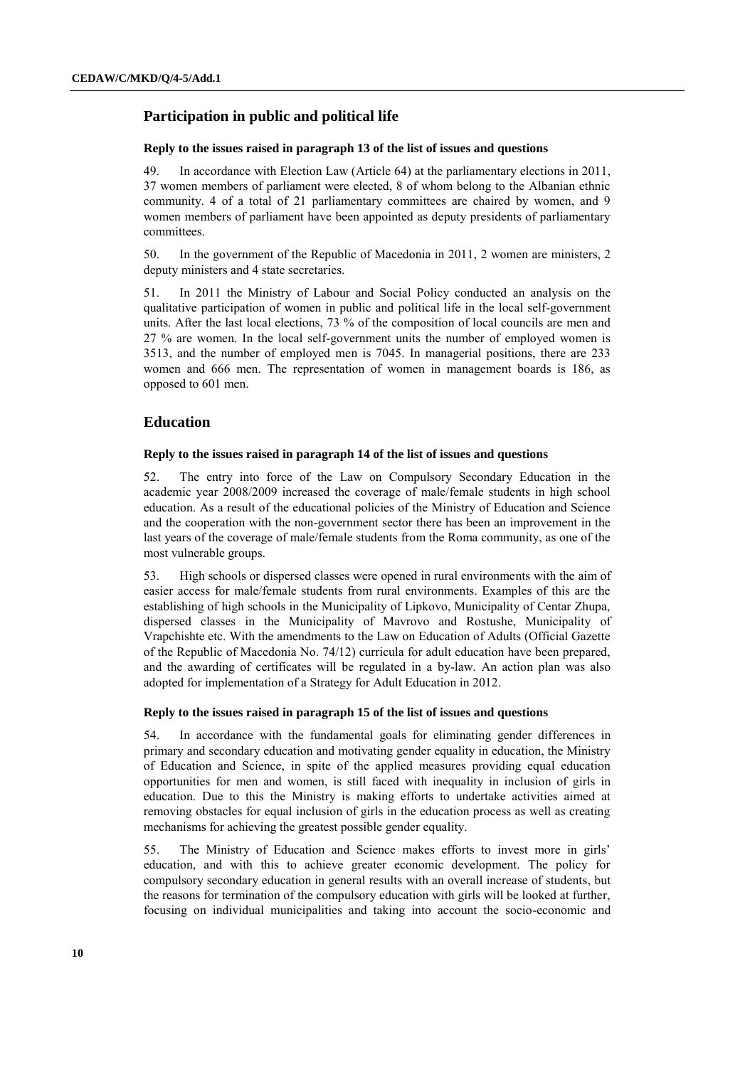## Participation in public and political life

**Reply to the issues raised in paragraph 13 of the list of issues and questions**

49. In accordance with Election Law (Article 64) at the parliamentary elections in 2011, 37 women members of parliament were elected, 8 of whom belong to the Albanian ethnic community. 4 of a total of 21 parliamentary committees are chaired by women, and 9 women members of parliament have been appointed as deputy presidents of parliamentary committees.

50. In the government of the Republic of Macedonia in 2011, 2 women are ministers, 2 deputy ministers and 4 state secretaries.

51. In 2011 the Ministry of Labour and Social Policy conducted an analysis on the qualitative participation of women in public and political life in the local self-government units. After the last local elections, 73 % of the composition of local councils are men and 27 % are women. In the local self-government units the number of employed women is 3513, and the number of employed men is 7045. In managerial positions, there are 233 women and 666 men. The representation of women in management boards is 186, as opposed to 601 men.

## Education

**Reply to the issues raised in paragraph 14 of the list of issues and questions**

52. The entry into force of the Law on Compulsory Secondary Education in the academic year 2008/2009 increased the coverage of male/female students in high school education. As a result of the educational policies of the Ministry of Education and Science and the cooperation with the non-government sector there has been an improvement in the last years of the coverage of male/female students from the Roma community, as one of the most vulnerable groups.

53. High schools or dispersed classes were opened in rural environments with the aim of easier access for male/female students from rural environments. Examples of this are the establishing of high schools in the Municipality of Lipkovo, Municipality of Centar Zhupa, dispersed classes in the Municipality of Mavrovo and Rostushe, Municipality of Vrapchishte etc. With the amendments to the Law on Education of Adults (Official Gazette of the Republic of Macedonia No. 74/12) curricula for adult education have been prepared, and the awarding of certificates will be regulated in a by-law. An action plan was also adopted for implementation of a Strategy for Adult Education in 2012.

**Reply to the issues raised in paragraph 15 of the list of issues and questions**

54. In accordance with the fundamental goals for eliminating gender differences in primary and secondary education and motivating gender equality in education, the Ministry of Education and Science, in spite of the applied measures providing equal education opportunities for men and women, is still faced with inequality in inclusion of girls in education. Due to this the Ministry is making efforts to undertake activities aimed at removing obstacles for equal inclusion of girls in the education process as well as creating mechanisms for achieving the greatest possible gender equality.

55. The Ministry of Education and Science makes efforts to invest more in girls' education, and with this to achieve greater economic development. The policy for compulsory secondary education in general results with an overall increase of students, but the reasons for termination of the compulsory education with girls will be looked at further, focusing on individual municipalities and taking into account the socio-economic and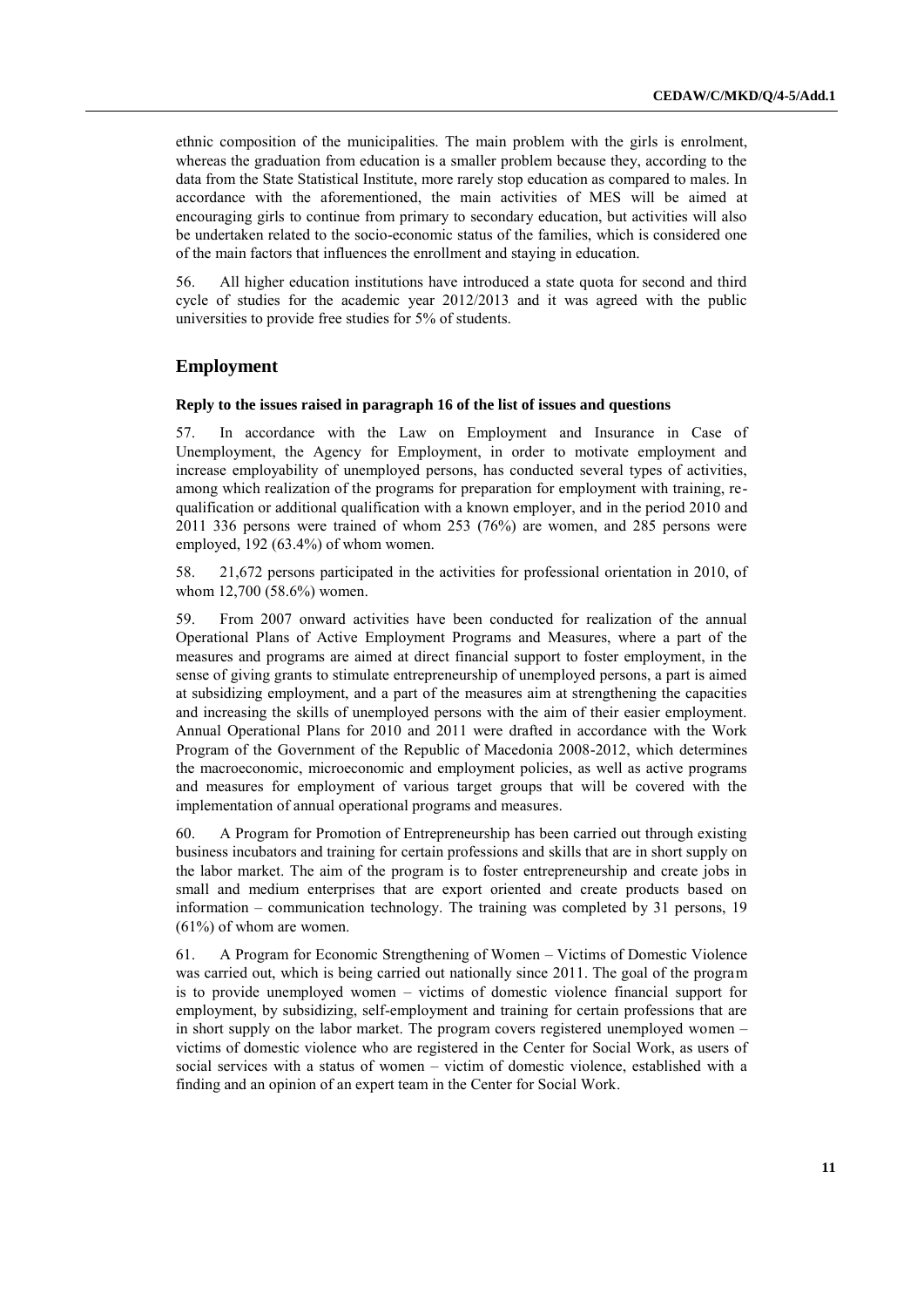ethnic composition of the municipalities. The main problem with the girls is enrolment, whereas the graduation from education is a smaller problem because they, according to the data from the State Statistical Institute, more rarely stop education as compared to males. In accordance with the aforementioned, the main activities of MES will be aimed at encouraging girls to continue from primary to secondary education, but activities will also be undertaken related to the socio-economic status of the families, which is considered one of the main factors that influences the enrollment and staying in education.

56. All higher education institutions have introduced a state quota for second and third cycle of studies for the academic year 2012/2013 and it was agreed with the public universities to provide free studies for 5% of students.

## Employment

#### Reply to the issues raised in paragraph 16 of the list of issues and questions

57. In accordance with the Law on Employment and Insurance in Case of Unemployment, the Agency for Employment, in order to motivate employment and increase employability of unemployed persons, has conducted several types of activities, among which realization of the programs for preparation for employment with training, re-qualification or additional qualification with a known employer, and in the period 2010 and 2011 336 persons were trained of whom 253 (76%) are women, and 285 persons were employed, 192 (63.4%) of whom women.

58. 21,672 persons participated in the activities for professional orientation in 2010, of whom 12,700 (58.6%) women.

59. From 2007 onward activities have been conducted for realization of the annual Operational Plans of Active Employment Programs and Measures, where a part of the measures and programs are aimed at direct financial support to foster employment, in the sense of giving grants to stimulate entrepreneurship of unemployed persons, a part is aimed at subsidizing employment, and a part of the measures aim at strengthening the capacities and increasing the skills of unemployed persons with the aim of their easier employment. Annual Operational Plans for 2010 and 2011 were drafted in accordance with the Work Program of the Government of the Republic of Macedonia 2008-2012, which determines the macroeconomic, microeconomic and employment policies, as well as active programs and measures for employment of various target groups that will be covered with the implementation of annual operational programs and measures.

60. A Program for Promotion of Entrepreneurship has been carried out through existing business incubators and training for certain professions and skills that are in short supply on the labor market. The aim of the program is to foster entrepreneurship and create jobs in small and medium enterprises that are export oriented and create products based on information – communication technology. The training was completed by 31 persons, 19 (61%) of whom are women.

61. A Program for Economic Strengthening of Women – Victims of Domestic Violence was carried out, which is being carried out nationally since 2011. The goal of the program is to provide unemployed women – victims of domestic violence financial support for employment, by subsidizing, self-employment and training for certain professions that are in short supply on the labor market. The program covers registered unemployed women – victims of domestic violence who are registered in the Center for Social Work, as users of social services with a status of women – victim of domestic violence, established with a finding and an opinion of an expert team in the Center for Social Work.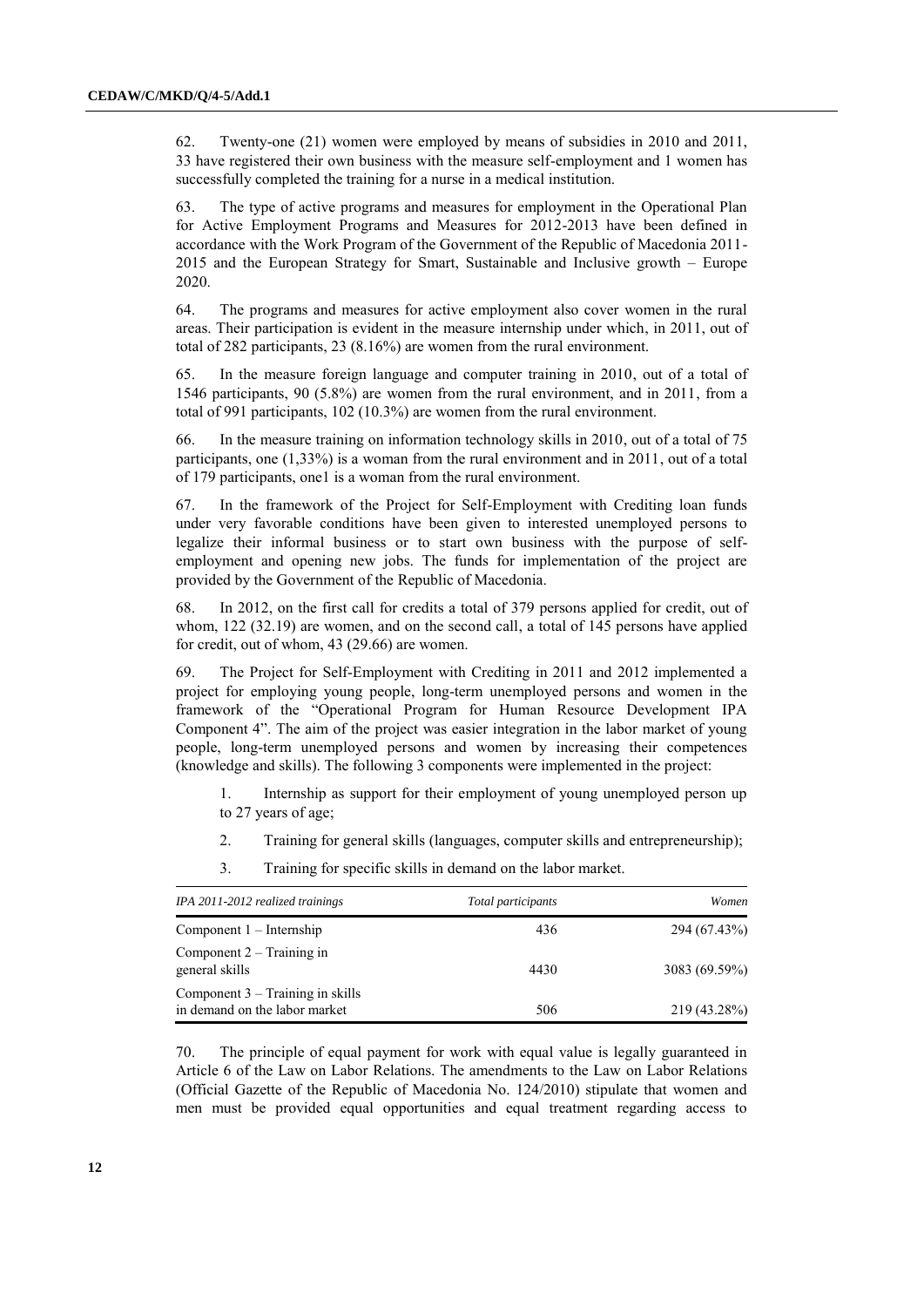62. Twenty-one (21) women were employed by means of subsidies in 2010 and 2011, 33 have registered their own business with the measure self-employment and 1 women has successfully completed the training for a nurse in a medical institution.

63. The type of active programs and measures for employment in the Operational Plan for Active Employment Programs and Measures for 2012-2013 have been defined in accordance with the Work Program of the Government of the Republic of Macedonia 2011-2015 and the European Strategy for Smart, Sustainable and Inclusive growth – Europe 2020.

64. The programs and measures for active employment also cover women in the rural areas. Their participation is evident in the measure internship under which, in 2011, out of total of 282 participants, 23 (8.16%) are women from the rural environment.

65. In the measure foreign language and computer training in 2010, out of a total of 1546 participants, 90 (5.8%) are women from the rural environment, and in 2011, from a total of 991 participants, 102 (10.3%) are women from the rural environment.

66. In the measure training on information technology skills in 2010, out of a total of 75 participants, one (1,33%) is a woman from the rural environment and in 2011, out of a total of 179 participants, one1 is a woman from the rural environment.

67. In the framework of the Project for Self-Employment with Crediting loan funds under very favorable conditions have been given to interested unemployed persons to legalize their informal business or to start own business with the purpose of self-employment and opening new jobs. The funds for implementation of the project are provided by the Government of the Republic of Macedonia.

68. In 2012, on the first call for credits a total of 379 persons applied for credit, out of whom, 122 (32.19) are women, and on the second call, a total of 145 persons have applied for credit, out of whom, 43 (29.66) are women.

69. The Project for Self-Employment with Crediting in 2011 and 2012 implemented a project for employing young people, long-term unemployed persons and women in the framework of the "Operational Program for Human Resource Development IPA Component 4". The aim of the project was easier integration in the labor market of young people, long-term unemployed persons and women by increasing their competences (knowledge and skills). The following 3 components were implemented in the project:

1. Internship as support for their employment of young unemployed person up to 27 years of age;
2. Training for general skills (languages, computer skills and entrepreneurship);
3. Training for specific skills in demand on the labor market.

| *IPA 2011-2012 realized trainings* | *Total participants* | *Women* |
|---|---|---|
| Component 1 – Internship | 436 | 294 (67.43%) |
| Component 2 – Training in general skills | 4430 | 3083 (69.59%) |
| Component 3 – Training in skills in demand on the labor market | 506 | 219 (43.28%) |

70. The principle of equal payment for work with equal value is legally guaranteed in Article 6 of the Law on Labor Relations. The amendments to the Law on Labor Relations (Official Gazette of the Republic of Macedonia No. 124/2010) stipulate that women and men must be provided equal opportunities and equal treatment regarding access to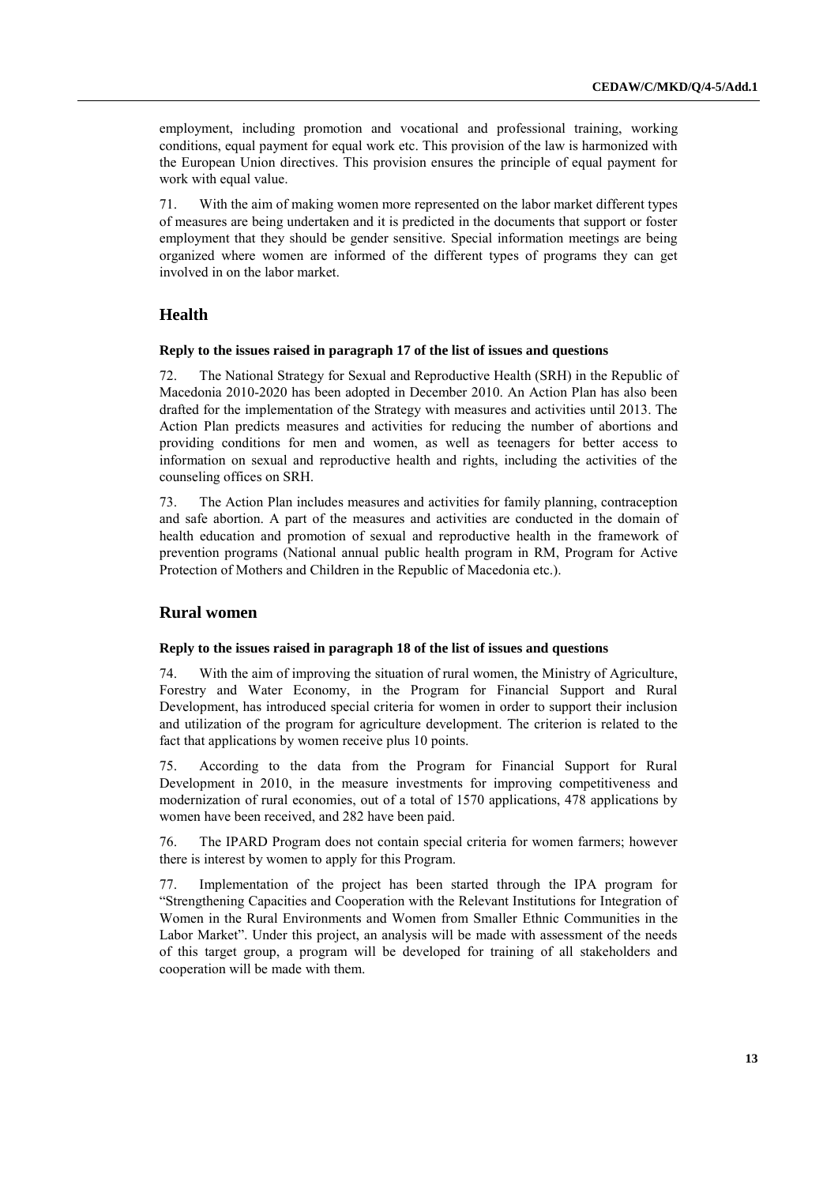employment, including promotion and vocational and professional training, working conditions, equal payment for equal work etc. This provision of the law is harmonized with the European Union directives. This provision ensures the principle of equal payment for work with equal value.

71. With the aim of making women more represented on the labor market different types of measures are being undertaken and it is predicted in the documents that support or foster employment that they should be gender sensitive. Special information meetings are being organized where women are informed of the different types of programs they can get involved in on the labor market.

## Health

### Reply to the issues raised in paragraph 17 of the list of issues and questions

72. The National Strategy for Sexual and Reproductive Health (SRH) in the Republic of Macedonia 2010-2020 has been adopted in December 2010. An Action Plan has also been drafted for the implementation of the Strategy with measures and activities until 2013. The Action Plan predicts measures and activities for reducing the number of abortions and providing conditions for men and women, as well as teenagers for better access to information on sexual and reproductive health and rights, including the activities of the counseling offices on SRH.

73. The Action Plan includes measures and activities for family planning, contraception and safe abortion. A part of the measures and activities are conducted in the domain of health education and promotion of sexual and reproductive health in the framework of prevention programs (National annual public health program in RM, Program for Active Protection of Mothers and Children in the Republic of Macedonia etc.).

## Rural women

### Reply to the issues raised in paragraph 18 of the list of issues and questions

74. With the aim of improving the situation of rural women, the Ministry of Agriculture, Forestry and Water Economy, in the Program for Financial Support and Rural Development, has introduced special criteria for women in order to support their inclusion and utilization of the program for agriculture development. The criterion is related to the fact that applications by women receive plus 10 points.

75. According to the data from the Program for Financial Support for Rural Development in 2010, in the measure investments for improving competitiveness and modernization of rural economies, out of a total of 1570 applications, 478 applications by women have been received, and 282 have been paid.

76. The IPARD Program does not contain special criteria for women farmers; however there is interest by women to apply for this Program.

77. Implementation of the project has been started through the IPA program for "Strengthening Capacities and Cooperation with the Relevant Institutions for Integration of Women in the Rural Environments and Women from Smaller Ethnic Communities in the Labor Market". Under this project, an analysis will be made with assessment of the needs of this target group, a program will be developed for training of all stakeholders and cooperation will be made with them.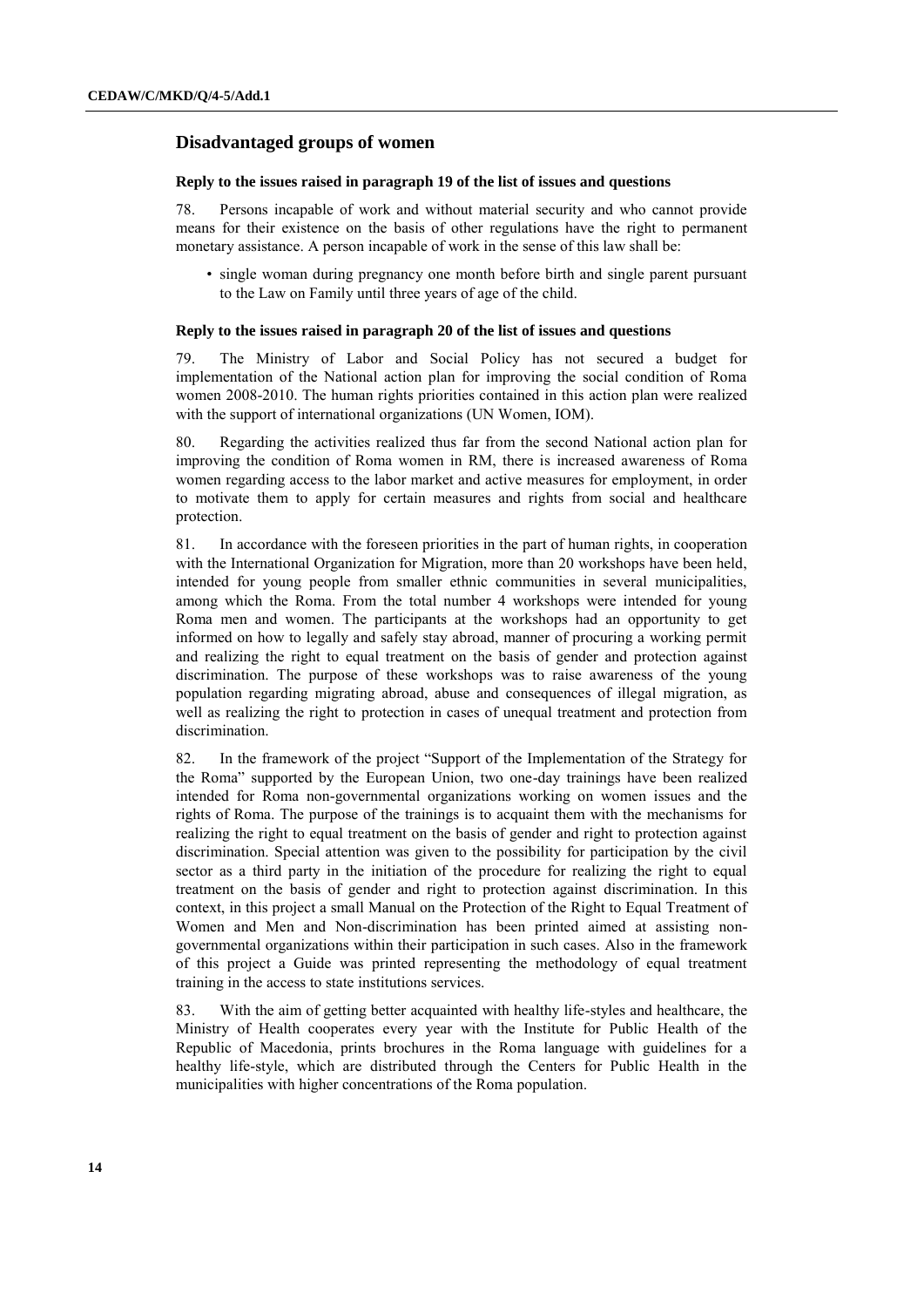## Disadvantaged groups of women

### Reply to the issues raised in paragraph 19 of the list of issues and questions

78. Persons incapable of work and without material security and who cannot provide means for their existence on the basis of other regulations have the right to permanent monetary assistance. A person incapable of work in the sense of this law shall be:

- single woman during pregnancy one month before birth and single parent pursuant to the Law on Family until three years of age of the child.

### Reply to the issues raised in paragraph 20 of the list of issues and questions

79. The Ministry of Labor and Social Policy has not secured a budget for implementation of the National action plan for improving the social condition of Roma women 2008-2010. The human rights priorities contained in this action plan were realized with the support of international organizations (UN Women, IOM).

80. Regarding the activities realized thus far from the second National action plan for improving the condition of Roma women in RM, there is increased awareness of Roma women regarding access to the labor market and active measures for employment, in order to motivate them to apply for certain measures and rights from social and healthcare protection.

81. In accordance with the foreseen priorities in the part of human rights, in cooperation with the International Organization for Migration, more than 20 workshops have been held, intended for young people from smaller ethnic communities in several municipalities, among which the Roma. From the total number 4 workshops were intended for young Roma men and women. The participants at the workshops had an opportunity to get informed on how to legally and safely stay abroad, manner of procuring a working permit and realizing the right to equal treatment on the basis of gender and protection against discrimination. The purpose of these workshops was to raise awareness of the young population regarding migrating abroad, abuse and consequences of illegal migration, as well as realizing the right to protection in cases of unequal treatment and protection from discrimination.

82. In the framework of the project "Support of the Implementation of the Strategy for the Roma" supported by the European Union, two one-day trainings have been realized intended for Roma non-governmental organizations working on women issues and the rights of Roma. The purpose of the trainings is to acquaint them with the mechanisms for realizing the right to equal treatment on the basis of gender and right to protection against discrimination. Special attention was given to the possibility for participation by the civil sector as a third party in the initiation of the procedure for realizing the right to equal treatment on the basis of gender and right to protection against discrimination. In this context, in this project a small Manual on the Protection of the Right to Equal Treatment of Women and Men and Non-discrimination has been printed aimed at assisting non-governmental organizations within their participation in such cases. Also in the framework of this project a Guide was printed representing the methodology of equal treatment training in the access to state institutions services.

83. With the aim of getting better acquainted with healthy life-styles and healthcare, the Ministry of Health cooperates every year with the Institute for Public Health of the Republic of Macedonia, prints brochures in the Roma language with guidelines for a healthy life-style, which are distributed through the Centers for Public Health in the municipalities with higher concentrations of the Roma population.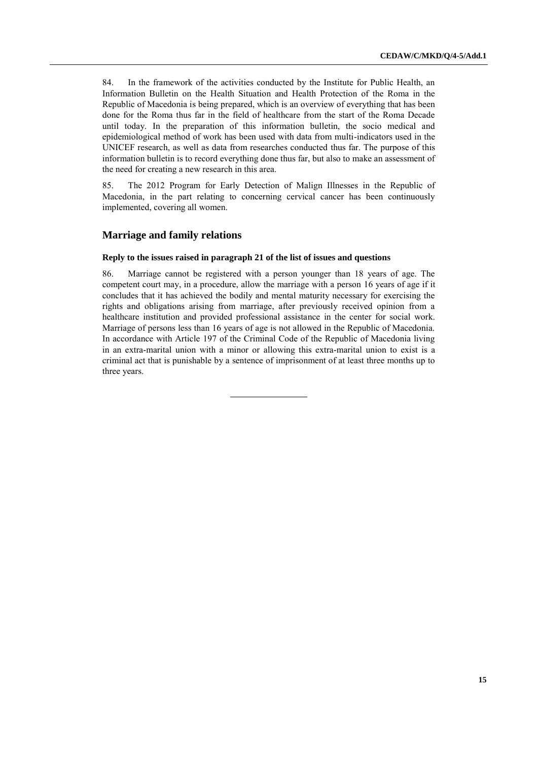84. In the framework of the activities conducted by the Institute for Public Health, an Information Bulletin on the Health Situation and Health Protection of the Roma in the Republic of Macedonia is being prepared, which is an overview of everything that has been done for the Roma thus far in the field of healthcare from the start of the Roma Decade until today. In the preparation of this information bulletin, the socio medical and epidemiological method of work has been used with data from multi-indicators used in the UNICEF research, as well as data from researches conducted thus far. The purpose of this information bulletin is to record everything done thus far, but also to make an assessment of the need for creating a new research in this area.

85. The 2012 Program for Early Detection of Malign Illnesses in the Republic of Macedonia, in the part relating to concerning cervical cancer has been continuously implemented, covering all women.

## Marriage and family relations

**Reply to the issues raised in paragraph 21 of the list of issues and questions**

86. Marriage cannot be registered with a person younger than 18 years of age. The competent court may, in a procedure, allow the marriage with a person 16 years of age if it concludes that it has achieved the bodily and mental maturity necessary for exercising the rights and obligations arising from marriage, after previously received opinion from a healthcare institution and provided professional assistance in the center for social work. Marriage of persons less than 16 years of age is not allowed in the Republic of Macedonia. In accordance with Article 197 of the Criminal Code of the Republic of Macedonia living in an extra-marital union with a minor or allowing this extra-marital union to exist is a criminal act that is punishable by a sentence of imprisonment of at least three months up to three years.